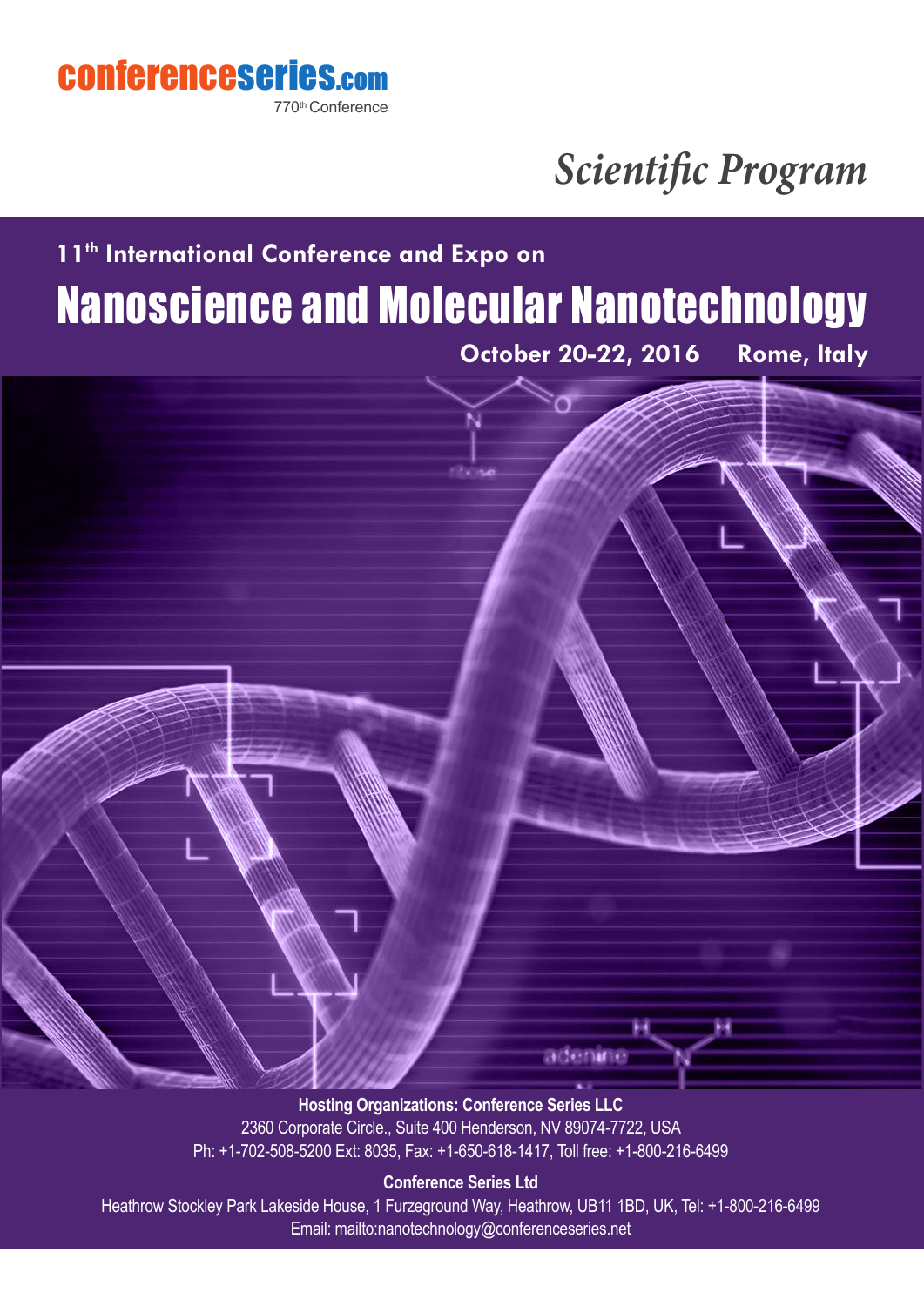conferenceseries.com

770th Conference

*Scientific Program*

11th International Conference and Expo on

# Nanoscience and Molecular Nanotechnology

**October 20-22, 2016 Rome, Italy**

**Hosting Organizations: Conference Series LLC**

2360 Corporate Circle., Suite 400 Henderson, NV 89074-7722, USA

Ph: +1-702-508-5200 Ext: 8035, Fax: +1-650-618-1417, Toll free: +1-800-216-6499

**Conference Series Ltd**

Heathrow Stockley Park Lakeside House, 1 Furzeground Way, Heathrow, UB11 1BD, UK, Tel: +1-800-216-6499

Email: mailto:nanotechnology@conferenceseries.net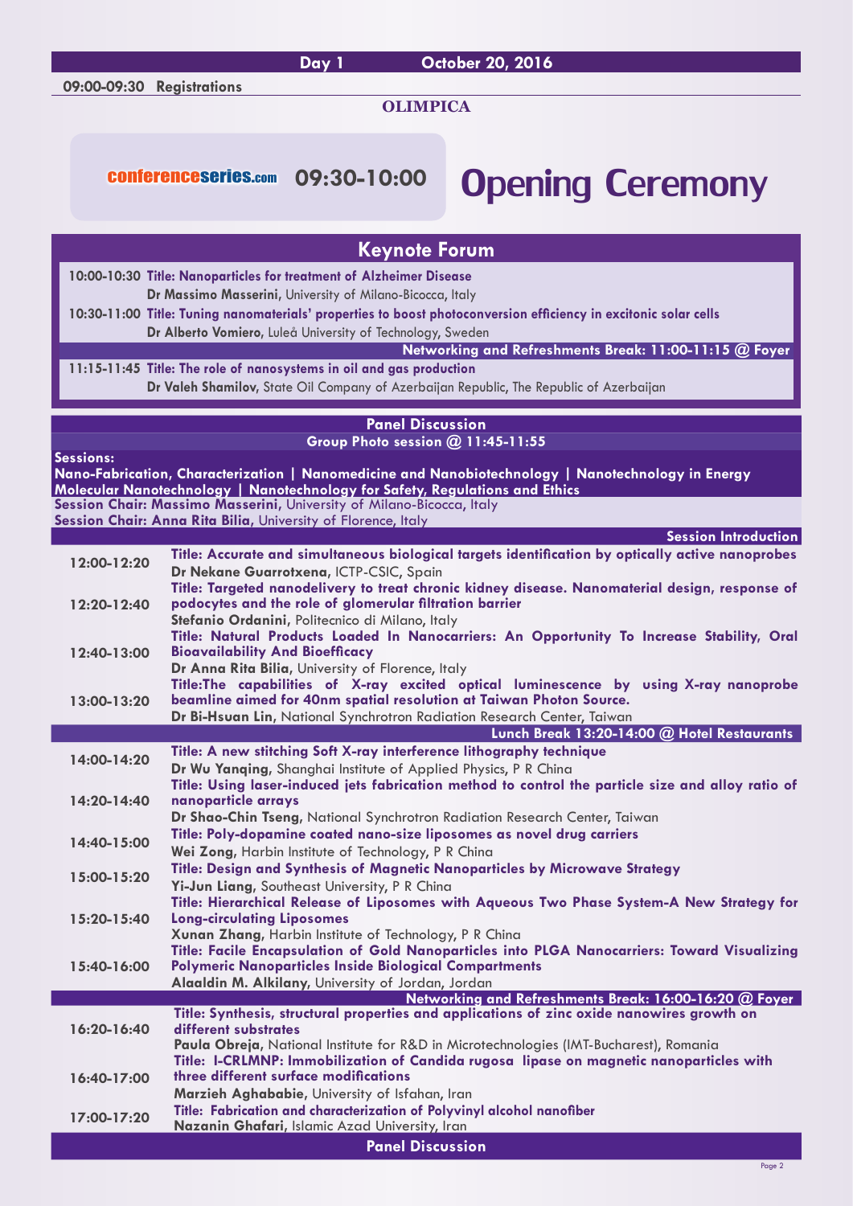## Day 1 October 20, 2016

**09:00-09:30 Registrations**

**OLIMPICA**

conferenceseries.com **09:30-10:00**

# Opening Ceremony

## Keynote Forum

**10:00-10:30 Title: Nanoparticles for treatment of Alzheimer Disease**
**Dr Massimo Masserini**, University of Milano-Bicocca, Italy

**10:30-11:00 Title: Tuning nanomaterials' properties to boost photoconversion efficiency in excitonic solar cells**
**Dr Alberto Vomiero**, Luleå University of Technology, Sweden

**Networking and Refreshments Break: 11:00-11:15 @ Foyer**

**11:15-11:45 Title: The role of nanosystems in oil and gas production**
**Dr Valeh Shamilov**, State Oil Company of Azerbaijan Republic, The Republic of Azerbaijan

## Panel Discussion

**Group Photo session @ 11:45-11:55**

**Sessions:**

**Nano-Fabrication, Characterization | Nanomedicine and Nanobiotechnology | Nanotechnology in Energy**
**Molecular Nanotechnology | Nanotechnology for Safety, Regulations and Ethics**

**Session Chair: Massimo Masserini**, University of Milano-Bicocca, Italy
**Session Chair: Anna Rita Bilia**, University of Florence, Italy

**Session Introduction**

| | |
|---|---|
| **12:00-12:20** | **Title: Accurate and simultaneous biological targets identification by optically active nanoprobes**<br>**Dr Nekane Guarrotxena**, ICTP-CSIC, Spain |
| **12:20-12:40** | **Title: Targeted nanodelivery to treat chronic kidney disease. Nanomaterial design, response of podocytes and the role of glomerular filtration barrier**<br>**Stefanio Ordanini**, Politecnico di Milano, Italy |
| **12:40-13:00** | **Title: Natural Products Loaded In Nanocarriers: An Opportunity To Increase Stability, Oral Bioavailability And Bioefficacy**<br>**Dr Anna Rita Bilia**, University of Florence, Italy |
| **13:00-13:20** | **Title:The capabilities of X-ray excited optical luminescence by using X-ray nanoprobe beamline aimed for 40nm spatial resolution at Taiwan Photon Source.**<br>**Dr Bi-Hsuan Lin**, National Synchrotron Radiation Research Center, Taiwan |
| | **Lunch Break 13:20-14:00 @ Hotel Restaurants** |
| **14:00-14:20** | **Title: A new stitching Soft X-ray interference lithography technique**<br>**Dr Wu Yanqing**, Shanghai Institute of Applied Physics, P R China |
| **14:20-14:40** | **Title: Using laser-induced jets fabrication method to control the particle size and alloy ratio of nanoparticle arrays**<br>**Dr Shao-Chin Tseng**, National Synchrotron Radiation Research Center, Taiwan |
| **14:40-15:00** | **Title: Poly-dopamine coated nano-size liposomes as novel drug carriers**<br>**Wei Zong**, Harbin Institute of Technology, P R China |
| **15:00-15:20** | **Title: Design and Synthesis of Magnetic Nanoparticles by Microwave Strategy**<br>**Yi-Jun Liang**, Southeast University, P R China |
| **15:20-15:40** | **Title: Hierarchical Release of Liposomes with Aqueous Two Phase System-A New Strategy for Long-circulating Liposomes**<br>**Xunan Zhang**, Harbin Institute of Technology, P R China |
| **15:40-16:00** | **Title: Facile Encapsulation of Gold Nanoparticles into PLGA Nanocarriers: Toward Visualizing Polymeric Nanoparticles Inside Biological Compartments**<br>**Alaaldin M. Alkilany**, University of Jordan, Jordan |
| | **Networking and Refreshments Break: 16:00-16:20 @ Foyer** |
| **16:20-16:40** | **Title: Synthesis, structural properties and applications of zinc oxide nanowires growth on different substrates**<br>**Paula Obreja**, National Institute for R&D in Microtechnologies (IMT-Bucharest), Romania |
| **16:40-17:00** | **Title: I-CRLMNP: Immobilization of Candida rugosa lipase on magnetic nanoparticles with three different surface modifications**<br>**Marzieh Aghababie**, University of Isfahan, Iran |
| **17:00-17:20** | **Title: Fabrication and characterization of Polyvinyl alcohol nanofiber**<br>**Nazanin Ghafari**, Islamic Azad University, Iran |

## Panel Discussion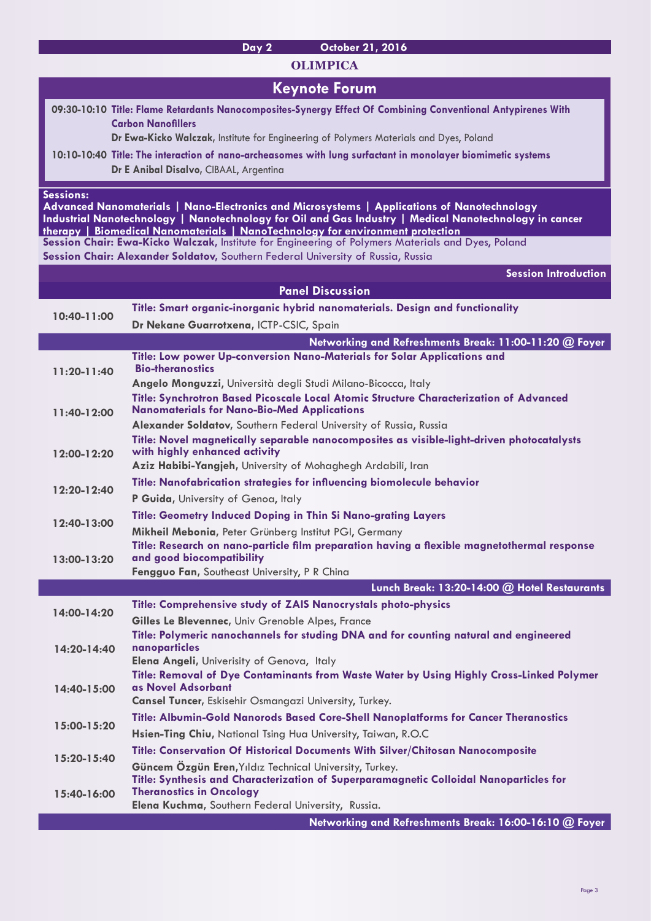**Day 2 October 21, 2016**

**OLIMPICA**

## Keynote Forum

**09:30-10:10 Title: Flame Retardants Nanocomposites-Synergy Effect Of Combining Conventional Antypirenes With Carbon Nanofillers**
**Dr Ewa-Kicko Walczak**, Institute for Engineering of Polymers Materials and Dyes, Poland

**10:10-10:40 Title: The interaction of nano-archeasomes with lung surfactant in monolayer biomimetic systems**
**Dr E Anibal Disalvo**, CIBAAL, Argentina

**Sessions:**
**Advanced Nanomaterials | Nano-Electronics and Microsystems | Applications of Nanotechnology | Industrial Nanotechnology | Nanotechnology for Oil and Gas Industry | Medical Nanotechnology in cancer therapy | Biomedical Nanomaterials | NanoTechnology for environment protection**

**Session Chair: Ewa-Kicko Walczak,** Institute for Engineering of Polymers Materials and Dyes, Poland
**Session Chair: Alexander Soldatov,** Southern Federal University of Russia, Russia

**Session Introduction**

**Panel Discussion**

| | |
|---|---|
| 10:40-11:00 | **Title: Smart organic-inorganic hybrid nanomaterials. Design and functionality**<br>**Dr Nekane Guarrotxena**, ICTP-CSIC, Spain |
| | **Networking and Refreshments Break: 11:00-11:20 @ Foyer** |
| 11:20-11:40 | **Title: Low power Up-conversion Nano-Materials for Solar Applications and Bio-theranostics**<br>**Angelo Monguzzi**, Università degli Studi Milano-Bicocca, Italy |
| 11:40-12:00 | **Title: Synchrotron Based Picoscale Local Atomic Structure Characterization of Advanced Nanomaterials for Nano-Bio-Med Applications**<br>**Alexander Soldatov**, Southern Federal University of Russia, Russia |
| 12:00-12:20 | **Title: Novel magnetically separable nanocomposites as visible-light-driven photocatalysts with highly enhanced activity**<br>**Aziz Habibi-Yangjeh**, University of Mohaghegh Ardabili, Iran |
| 12:20-12:40 | **Title: Nanofabrication strategies for influencing biomolecule behavior**<br>**P Guida**, University of Genoa, Italy |
| 12:40-13:00 | **Title: Geometry Induced Doping in Thin Si Nano-grating Layers**<br>**Mikheil Mebonia**, Peter Grünberg Institut PGI, Germany |
| 13:00-13:20 | **Title: Research on nano-particle film preparation having a flexible magnetothermal response and good biocompatibility**<br>**Fengguo Fan**, Southeast University, P R China |
| | **Lunch Break: 13:20-14:00 @ Hotel Restaurants** |
| 14:00-14:20 | **Title: Comprehensive study of ZAIS Nanocrystals photo-physics**<br>**Gilles Le Blevennec**, Univ Grenoble Alpes, France |
| 14:20-14:40 | **Title: Polymeric nanochannels for studing DNA and for counting natural and engineered nanoparticles**<br>**Elena Angeli**, Univerisity of Genova, Italy |
| 14:40-15:00 | **Title: Removal of Dye Contaminants from Waste Water by Using Highly Cross-Linked Polymer as Novel Adsorbant**<br>**Cansel Tuncer**, Eskisehir Osmangazi University, Turkey. |
| 15:00-15:20 | **Title: Albumin-Gold Nanorods Based Core-Shell Nanoplatforms for Cancer Theranostics**<br>**Hsien-Ting Chiu**, National Tsing Hua University, Taiwan, R.O.C |
| 15:20-15:40 | **Title: Conservation Of Historical Documents With Silver/Chitosan Nanocomposite**<br>**Güncem Özgün Eren**, Yıldız Technical University, Turkey. |
| 15:40-16:00 | **Title: Synthesis and Characterization of Superparamagnetic Colloidal Nanoparticles for Theranostics in Oncology**<br>**Elena Kuchma**, Southern Federal University, Russia. |
| | **Networking and Refreshments Break: 16:00-16:10 @ Foyer** |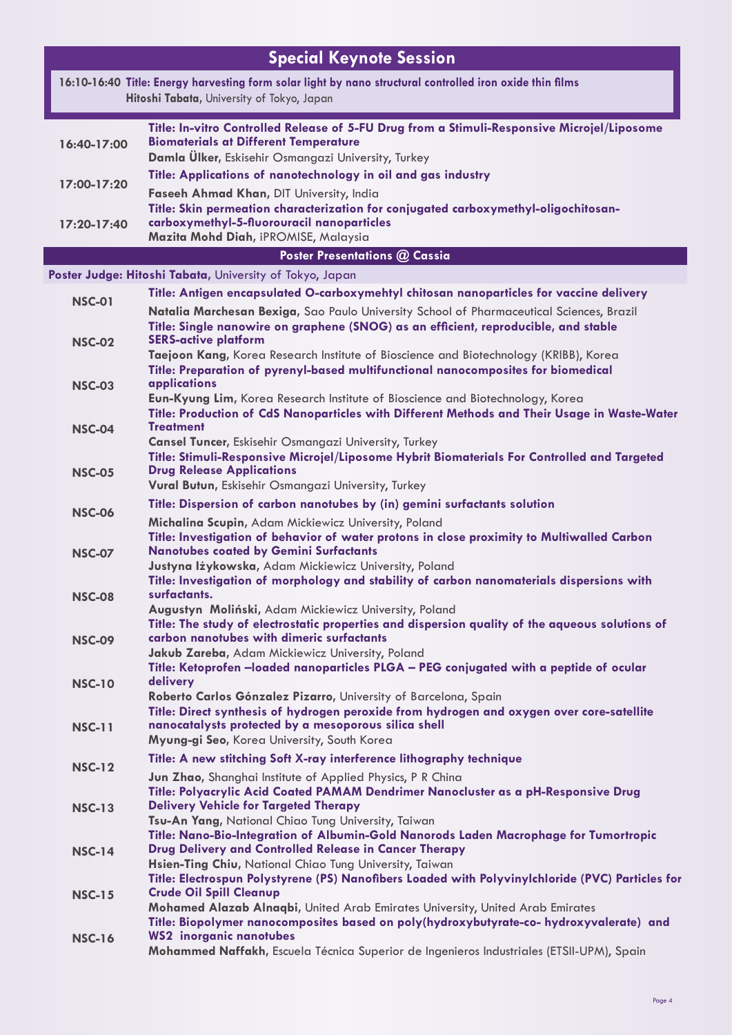## Special Keynote Session

**16:10-16:40 Title: Energy harvesting form solar light by nano structural controlled iron oxide thin films**
**Hitoshi Tabata**, University of Tokyo, Japan

| | |
|---|---|
| 16:40-17:00 | **Title: In-vitro Controlled Release of 5-FU Drug from a Stimuli-Responsive Microjel/Liposome Biomaterials at Different Temperature** <br> **Damla Ülker**, Eskisehir Osmangazi University, Turkey |
| 17:00-17:20 | **Title: Applications of nanotechnology in oil and gas industry** <br> **Faseeh Ahmad Khan**, DIT University, India |
| 17:20-17:40 | **Title: Skin permeation characterization for conjugated carboxymethyl-oligochitosan-carboxymethyl-5-fluorouracil nanoparticles** <br> **Mazita Mohd Diah**, iPROMISE, Malaysia |

## Poster Presentations @ Cassia

**Poster Judge: Hitoshi Tabata**, University of Tokyo, Japan

| | |
|---|---|
| NSC-01 | **Title: Antigen encapsulated O-carboxymehtyl chitosan nanoparticles for vaccine delivery** <br> **Natalia Marchesan Bexiga**, Sao Paulo University School of Pharmaceutical Sciences, Brazil |
| NSC-02 | **Title: Single nanowire on graphene (SNOG) as an efficient, reproducible, and stable SERS-active platform** <br> **Taejoon Kang**, Korea Research Institute of Bioscience and Biotechnology (KRIBB), Korea |
| NSC-03 | **Title: Preparation of pyrenyl-based multifunctional nanocomposites for biomedical applications** <br> **Eun-Kyung Lim**, Korea Research Institute of Bioscience and Biotechnology, Korea |
| NSC-04 | **Title: Production of CdS Nanoparticles with Different Methods and Their Usage in Waste-Water Treatment** <br> **Cansel Tuncer**, Eskisehir Osmangazi University, Turkey |
| NSC-05 | **Title: Stimuli-Responsive Microjel/Liposome Hybrit Biomaterials For Controlled and Targeted Drug Release Applications** <br> **Vural Butun**, Eskisehir Osmangazi University, Turkey |
| NSC-06 | **Title: Dispersion of carbon nanotubes by (in) gemini surfactants solution** <br> **Michalina Scupin**, Adam Mickiewicz University, Poland |
| NSC-07 | **Title: Investigation of behavior of water protons in close proximity to Multiwalled Carbon Nanotubes coated by Gemini Surfactants** <br> **Justyna Iżykowska**, Adam Mickiewicz University, Poland |
| NSC-08 | **Title: Investigation of morphology and stability of carbon nanomaterials dispersions with surfactants.** <br> **Augustyn Moliński**, Adam Mickiewicz University, Poland |
| NSC-09 | **Title: The study of electrostatic properties and dispersion quality of the aqueous solutions of carbon nanotubes with dimeric surfactants** <br> **Jakub Zareba**, Adam Mickiewicz University, Poland |
| NSC-10 | **Title: Ketoprofen –loaded nanoparticles PLGA – PEG conjugated with a peptide of ocular delivery** <br> **Roberto Carlos Gónzalez Pizarro**, University of Barcelona, Spain |
| NSC-11 | **Title: Direct synthesis of hydrogen peroxide from hydrogen and oxygen over core-satellite nanocatalysts protected by a mesoporous silica shell** <br> **Myung-gi Seo**, Korea University, South Korea |
| NSC-12 | **Title: A new stitching Soft X-ray interference lithography technique** <br> **Jun Zhao**, Shanghai Institute of Applied Physics, P R China |
| NSC-13 | **Title: Polyacrylic Acid Coated PAMAM Dendrimer Nanocluster as a pH-Responsive Drug Delivery Vehicle for Targeted Therapy** <br> **Tsu-An Yang**, National Chiao Tung University, Taiwan |
| NSC-14 | **Title: Nano-Bio-Integration of Albumin-Gold Nanorods Laden Macrophage for Tumortropic Drug Delivery and Controlled Release in Cancer Therapy** <br> **Hsien-Ting Chiu**, National Chiao Tung University, Taiwan |
| NSC-15 | **Title: Electrospun Polystyrene (PS) Nanofibers Loaded with Polyvinylchloride (PVC) Particles for Crude Oil Spill Cleanup** <br> **Mohamed Alazab Alnaqbi**, United Arab Emirates University, United Arab Emirates |
| NSC-16 | **Title: Biopolymer nanocomposites based on poly(hydroxybutyrate-co- hydroxyvalerate) and WS2 inorganic nanotubes** <br> **Mohammed Naffakh**, Escuela Técnica Superior de Ingenieros Industriales (ETSII-UPM), Spain |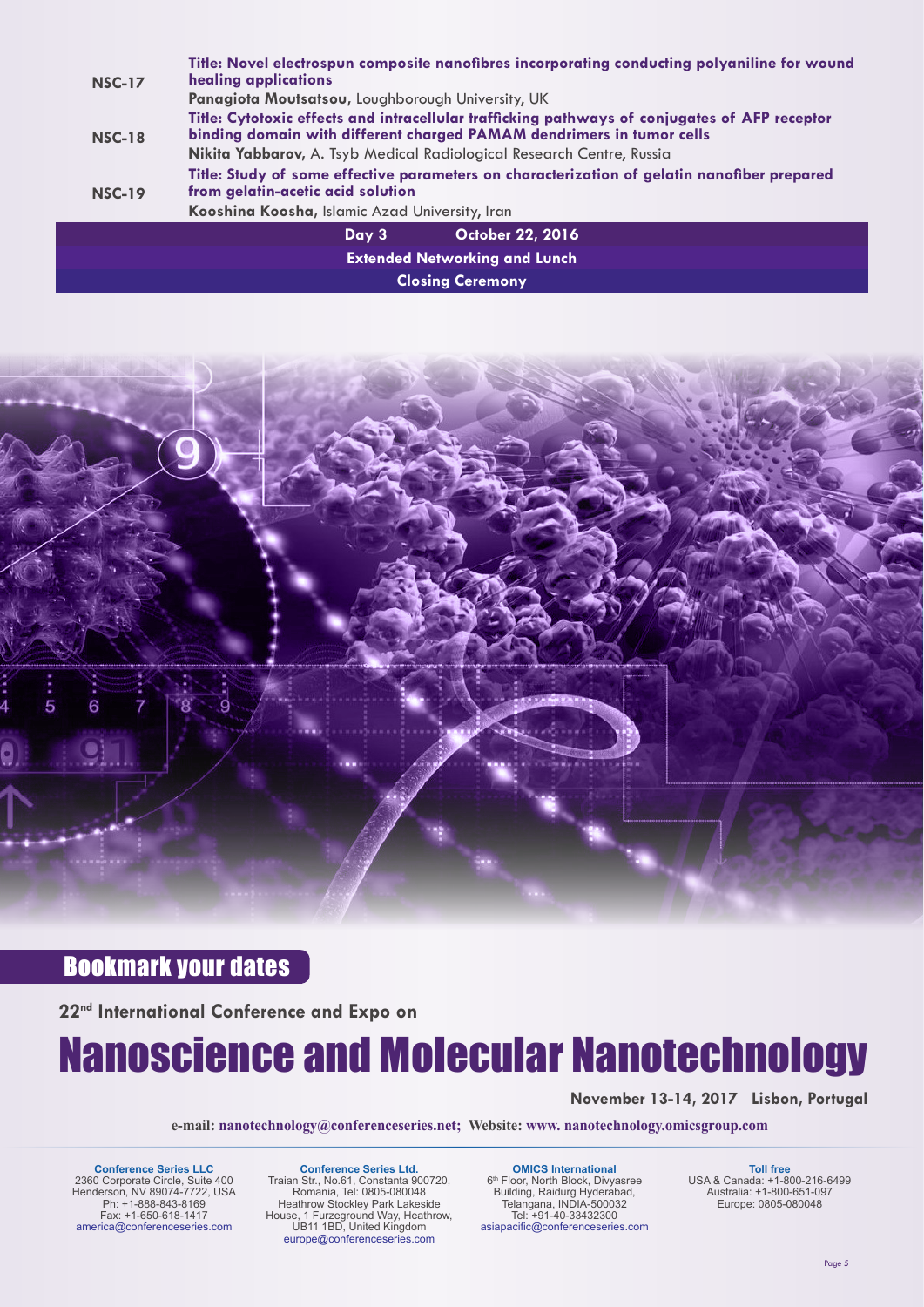**NSC-17** **Title: Novel electrospun composite nanofibres incorporating conducting polyaniline for wound healing applications**
**Panagiota Moutsatsou,** Loughborough University, UK

**NSC-18** **Title: Cytotoxic effects and intracellular trafficking pathways of conjugates of AFP receptor binding domain with different charged PAMAM dendrimers in tumor cells**
**Nikita Yabbarov,** A. Tsyb Medical Radiological Research Centre, Russia

**NSC-19** **Title: Study of some effective parameters on characterization of gelatin nanofiber prepared from gelatin-acetic acid solution**
**Kooshina Koosha,** Islamic Azad University, Iran

**Day 3 — October 22, 2016**

**Extended Networking and Lunch**

**Closing Ceremony**

## Bookmark your dates

**22nd International Conference and Expo on**

# Nanoscience and Molecular Nanotechnology

**November 13-14, 2017 Lisbon, Portugal**

**e-mail: nanotechnology@conferenceseries.net; Website: www. nanotechnology.omicsgroup.com**

**Conference Series LLC**
2360 Corporate Circle, Suite 400
Henderson, NV 89074-7722, USA
Ph: +1-888-843-8169
Fax: +1-650-618-1417
america@conferenceseries.com

**Conference Series Ltd.**
Traian Str., No.61, Constanta 900720, Romania, Tel: 0805-080048
Heathrow Stockley Park Lakeside House, 1 Furzeground Way, Heathrow, UB11 1BD, United Kingdom
europe@conferenceseries.com

**OMICS International**
6th Floor, North Block, Divyasree Building, Raidurg Hyderabad, Telangana, INDIA-500032
Tel: +91-40-33432300
asiapacific@conferenceseries.com

**Toll free**
USA & Canada: +1-800-216-6499
Australia: +1-800-651-097
Europe: 0805-080048